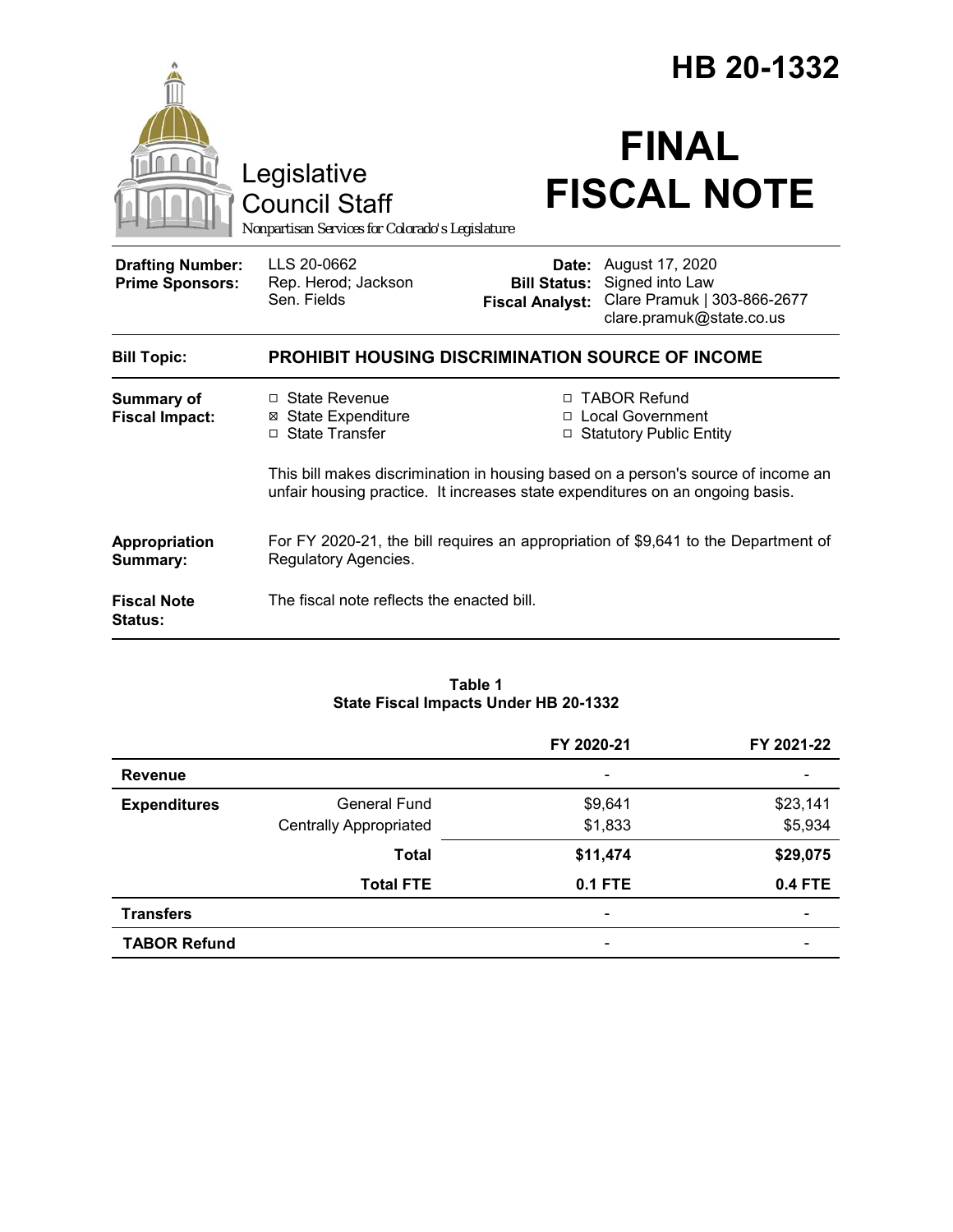# HB 20-1332

Legislative Council Staff

*Nonpartisan Services for Colorado's Legislature*

# FINAL FISCAL NOTE

| | | | |
|---|---|---|---|
| **Drafting Number:** | LLS 20-0662 | **Date:** | August 17, 2020 |
| **Prime Sponsors:** | Rep. Herod; Jackson<br>Sen. Fields | **Bill Status:** | Signed into Law |
| | | **Fiscal Analyst:** | Clare Pramuk \| 303-866-2677<br>clare.pramuk@state.co.us |

**Bill Topic:** **PROHIBIT HOUSING DISCRIMINATION SOURCE OF INCOME**

**Summary of Fiscal Impact:**

- ☐ State Revenue
- ☒ State Expenditure
- ☐ State Transfer
- ☐ TABOR Refund
- ☐ Local Government
- ☐ Statutory Public Entity

This bill makes discrimination in housing based on a person's source of income an unfair housing practice. It increases state expenditures on an ongoing basis.

**Appropriation Summary:** For FY 2020-21, the bill requires an appropriation of $9,641 to the Department of Regulatory Agencies.

**Fiscal Note Status:** The fiscal note reflects the enacted bill.

**Table 1**
**State Fiscal Impacts Under HB 20-1332**

| | | FY 2020-21 | FY 2021-22 |
|---|---|---|---|
| **Revenue** | | - | - |
| **Expenditures** | General Fund | $9,641 | $23,141 |
| | Centrally Appropriated | $1,833 | $5,934 |
| | **Total** | **$11,474** | **$29,075** |
| | **Total FTE** | **0.1 FTE** | **0.4 FTE** |
| **Transfers** | | - | - |
| **TABOR Refund** | | - | - |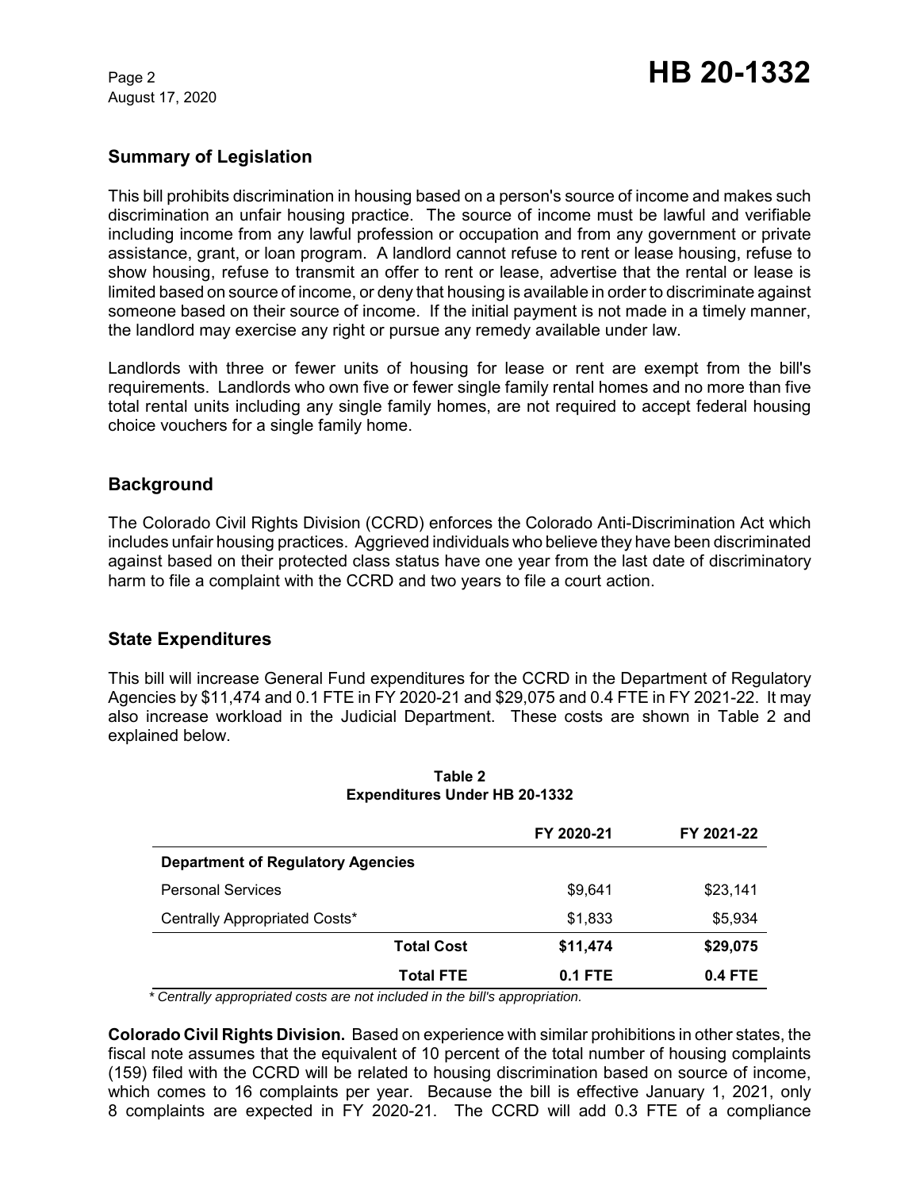## Summary of Legislation

This bill prohibits discrimination in housing based on a person's source of income and makes such discrimination an unfair housing practice. The source of income must be lawful and verifiable including income from any lawful profession or occupation and from any government or private assistance, grant, or loan program. A landlord cannot refuse to rent or lease housing, refuse to show housing, refuse to transmit an offer to rent or lease, advertise that the rental or lease is limited based on source of income, or deny that housing is available in order to discriminate against someone based on their source of income. If the initial payment is not made in a timely manner, the landlord may exercise any right or pursue any remedy available under law.

Landlords with three or fewer units of housing for lease or rent are exempt from the bill's requirements. Landlords who own five or fewer single family rental homes and no more than five total rental units including any single family homes, are not required to accept federal housing choice vouchers for a single family home.

## Background

The Colorado Civil Rights Division (CCRD) enforces the Colorado Anti-Discrimination Act which includes unfair housing practices. Aggrieved individuals who believe they have been discriminated against based on their protected class status have one year from the last date of discriminatory harm to file a complaint with the CCRD and two years to file a court action.

## State Expenditures

This bill will increase General Fund expenditures for the CCRD in the Department of Regulatory Agencies by $11,474 and 0.1 FTE in FY 2020-21 and $29,075 and 0.4 FTE in FY 2021-22. It may also increase workload in the Judicial Department. These costs are shown in Table 2 and explained below.

**Table 2**
**Expenditures Under HB 20-1332**

| | FY 2020-21 | FY 2021-22 |
|---|---|---|
| **Department of Regulatory Agencies** | | |
| Personal Services | $9,641 | $23,141 |
| Centrally Appropriated Costs* | $1,833 | $5,934 |
| **Total Cost** | **$11,474** | **$29,075** |
| **Total FTE** | **0.1 FTE** | **0.4 FTE** |

*\* Centrally appropriated costs are not included in the bill's appropriation.*

**Colorado Civil Rights Division.** Based on experience with similar prohibitions in other states, the fiscal note assumes that the equivalent of 10 percent of the total number of housing complaints (159) filed with the CCRD will be related to housing discrimination based on source of income, which comes to 16 complaints per year. Because the bill is effective January 1, 2021, only 8 complaints are expected in FY 2020-21. The CCRD will add 0.3 FTE of a compliance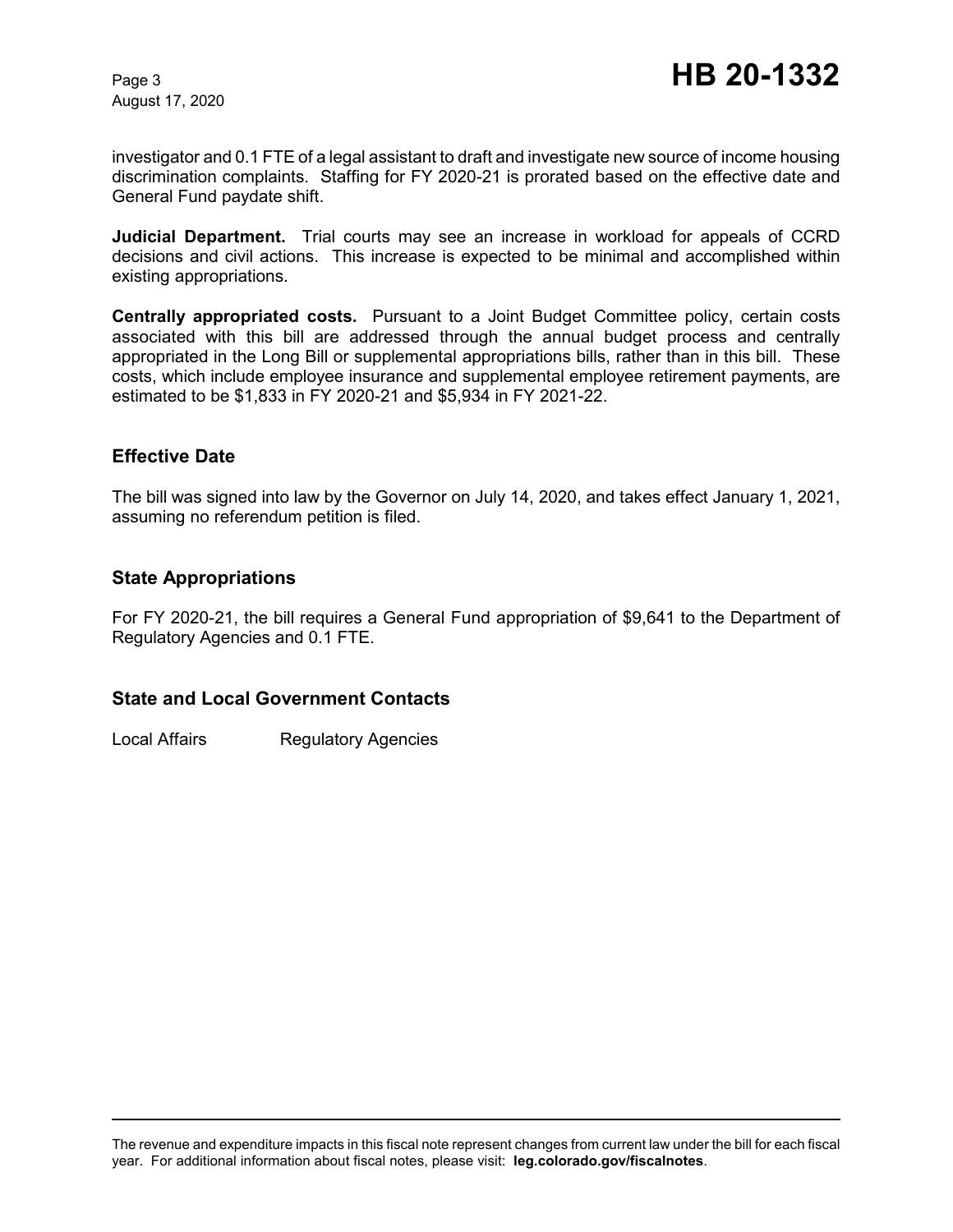investigator and 0.1 FTE of a legal assistant to draft and investigate new source of income housing discrimination complaints. Staffing for FY 2020-21 is prorated based on the effective date and General Fund paydate shift.

**Judicial Department.** Trial courts may see an increase in workload for appeals of CCRD decisions and civil actions. This increase is expected to be minimal and accomplished within existing appropriations.

**Centrally appropriated costs.** Pursuant to a Joint Budget Committee policy, certain costs associated with this bill are addressed through the annual budget process and centrally appropriated in the Long Bill or supplemental appropriations bills, rather than in this bill. These costs, which include employee insurance and supplemental employee retirement payments, are estimated to be $1,833 in FY 2020-21 and $5,934 in FY 2021-22.

## Effective Date

The bill was signed into law by the Governor on July 14, 2020, and takes effect January 1, 2021, assuming no referendum petition is filed.

## State Appropriations

For FY 2020-21, the bill requires a General Fund appropriation of $9,641 to the Department of Regulatory Agencies and 0.1 FTE.

## State and Local Government Contacts

Local Affairs    Regulatory Agencies

The revenue and expenditure impacts in this fiscal note represent changes from current law under the bill for each fiscal year. For additional information about fiscal notes, please visit: **leg.colorado.gov/fiscalnotes**.